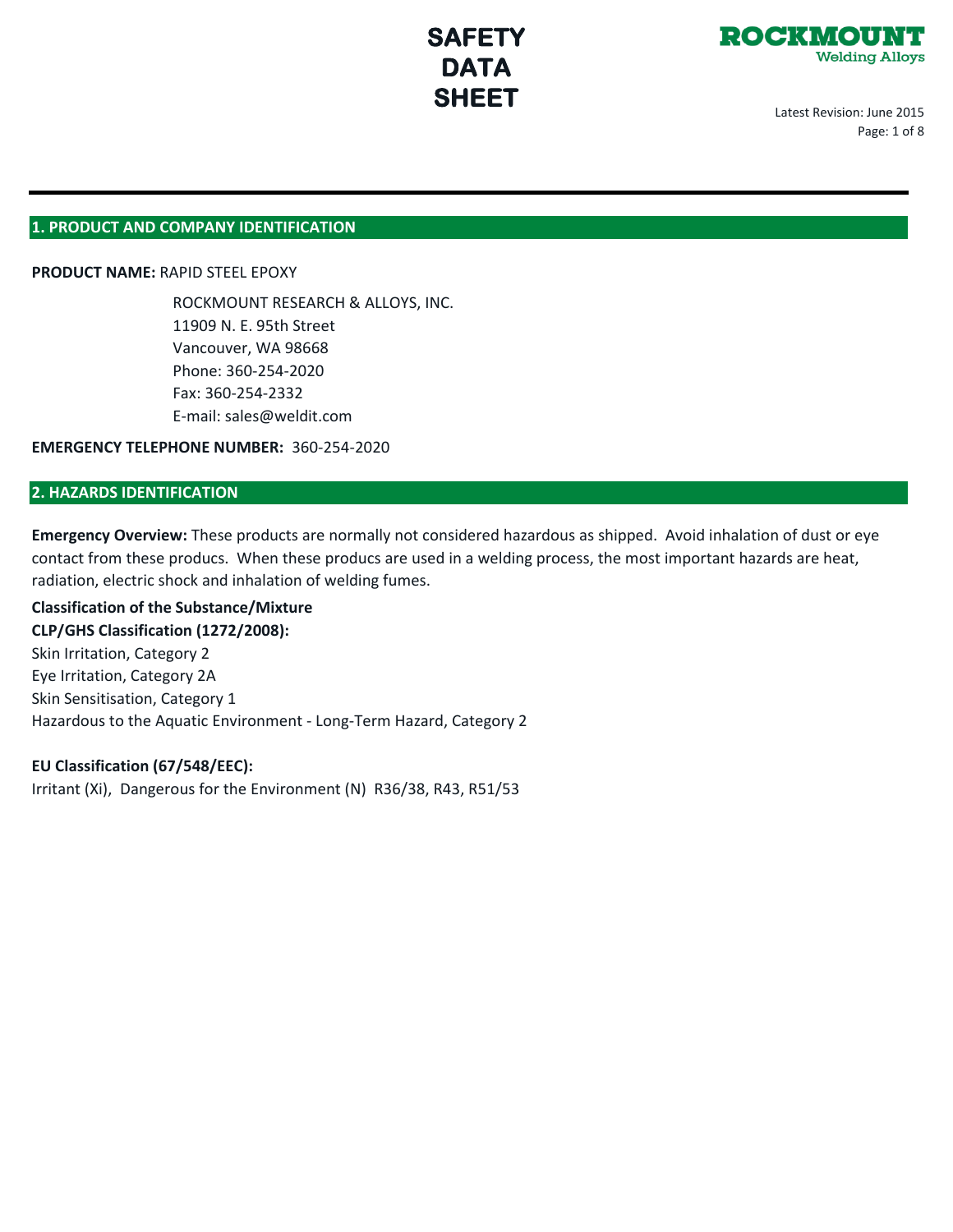# SAFETY DATA SHEET

**ROCKMOUNT**
Welding Alloys

Latest Revision: June 2015

## 1. PRODUCT AND COMPANY IDENTIFICATION

**PRODUCT NAME:** RAPID STEEL EPOXY

ROCKMOUNT RESEARCH & ALLOYS, INC.
11909 N. E. 95th Street
Vancouver, WA 98668
Phone: 360-254-2020
Fax: 360-254-2332
E-mail: sales@weldit.com

**EMERGENCY TELEPHONE NUMBER:** 360-254-2020

## 2. HAZARDS IDENTIFICATION

**Emergency Overview:** These products are normally not considered hazardous as shipped. Avoid inhalation of dust or eye contact from these producs. When these producs are used in a welding process, the most important hazards are heat, radiation, electric shock and inhalation of welding fumes.

**Classification of the Substance/Mixture**
**CLP/GHS Classification (1272/2008):**
Skin Irritation, Category 2
Eye Irritation, Category 2A
Skin Sensitisation, Category 1
Hazardous to the Aquatic Environment - Long-Term Hazard, Category 2

**EU Classification (67/548/EEC):**
Irritant (Xi), Dangerous for the Environment (N) R36/38, R43, R51/53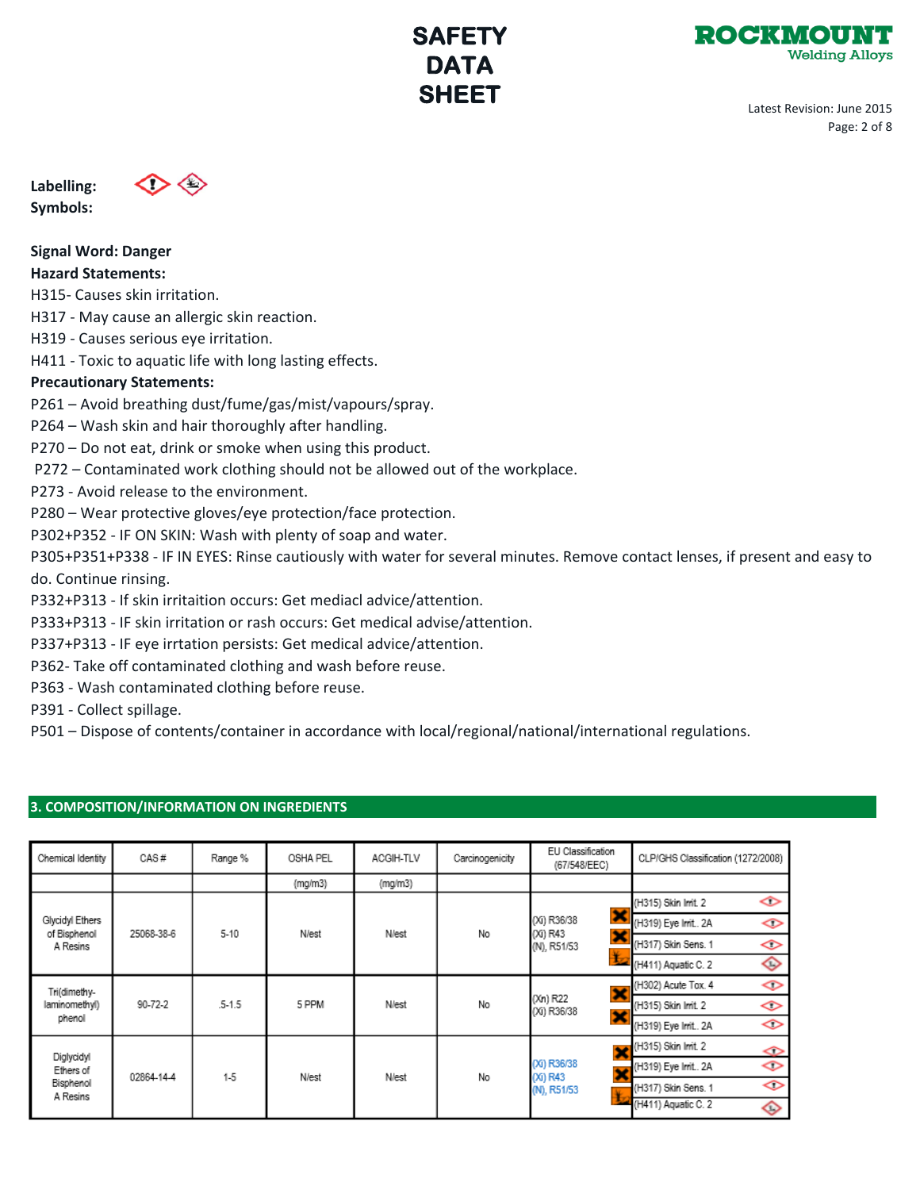**Labelling: Symbols:**

**Signal Word: Danger**

**Hazard Statements:**

H315- Causes skin irritation.
H317 - May cause an allergic skin reaction.
H319 - Causes serious eye irritation.
H411 - Toxic to aquatic life with long lasting effects.

**Precautionary Statements:**

P261 – Avoid breathing dust/fume/gas/mist/vapours/spray.
P264 – Wash skin and hair thoroughly after handling.
P270 – Do not eat, drink or smoke when using this product.
P272 – Contaminated work clothing should not be allowed out of the workplace.
P273 - Avoid release to the environment.
P280 – Wear protective gloves/eye protection/face protection.
P302+P352 - IF ON SKIN: Wash with plenty of soap and water.
P305+P351+P338 - IF IN EYES: Rinse cautiously with water for several minutes. Remove contact lenses, if present and easy to do. Continue rinsing.
P332+P313 - If skin irritaition occurs: Get mediacl advice/attention.
P333+P313 - IF skin irritation or rash occurs: Get medical advise/attention.
P337+P313 - IF eye irrtation persists: Get medical advice/attention.
P362- Take off contaminated clothing and wash before reuse.
P363 - Wash contaminated clothing before reuse.
P391 - Collect spillage.
P501 – Dispose of contents/container in accordance with local/regional/national/international regulations.

## 3. COMPOSITION/INFORMATION ON INGREDIENTS

| Chemical Identity | CAS # | Range % | OSHA PEL | ACGIH-TLV | Carcinogenicity | EU Classification (67/548/EEC) | CLP/GHS Classification (1272/2008) |
|---|---|---|---|---|---|---|---|
| | | | (mg/m3) | (mg/m3) | | | |
| Glycidyl Ethers of Bisphenol A Resins | 25068-38-6 | 5-10 | N/est | N/est | No | (Xi) R36/38<br>(Xi) R43<br>(N), R51/53 | (H315) Skin Irrit. 2<br>(H319) Eye Irrit.. 2A<br>(H317) Skin Sens. 1<br>(H411) Aquatic C. 2 |
| Tri(dimethy-laminomethyl) phenol | 90-72-2 | .5-1.5 | 5 PPM | N/est | No | (Xn) R22<br>(Xi) R36/38 | (H302) Acute Tox. 4<br>(H315) Skin Irrit. 2<br>(H319) Eye Irrit.. 2A |
| Diglycidyl Ethers of Bisphenol A Resins | 02864-14-4 | 1-5 | N/est | N/est | No | (Xi) R36/38<br>(Xi) R43<br>(N), R51/53 | (H315) Skin Irrit. 2<br>(H319) Eye Irrit.. 2A<br>(H317) Skin Sens. 1<br>(H411) Aquatic C. 2 |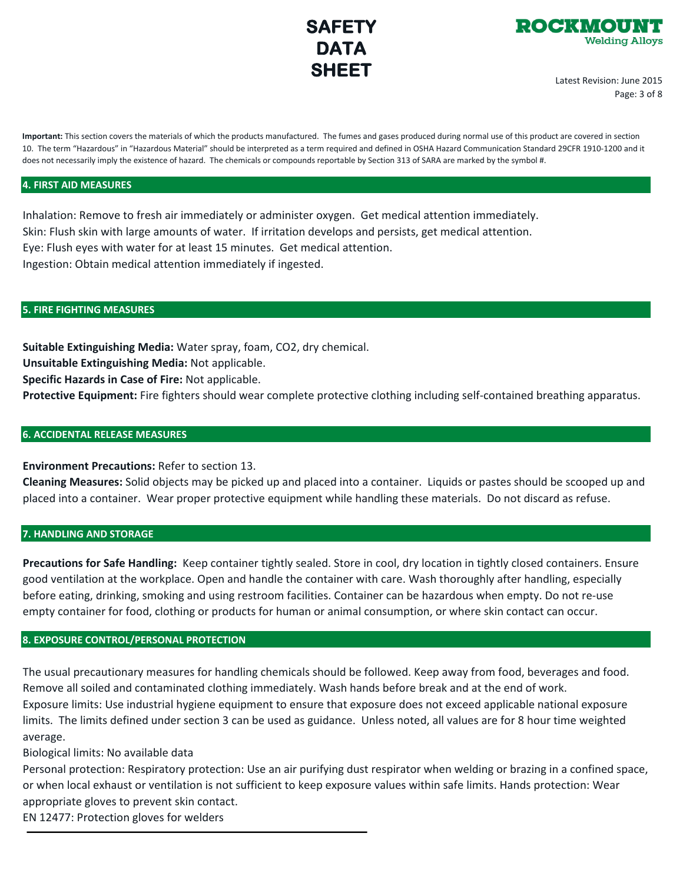**Important:** This section covers the materials of which the products manufactured. The fumes and gases produced during normal use of this product are covered in section 10. The term "Hazardous" in "Hazardous Material" should be interpreted as a term required and defined in OSHA Hazard Communication Standard 29CFR 1910-1200 and it does not necessarily imply the existence of hazard. The chemicals or compounds reportable by Section 313 of SARA are marked by the symbol #.

## 4. FIRST AID MEASURES

Inhalation: Remove to fresh air immediately or administer oxygen. Get medical attention immediately.
Skin: Flush skin with large amounts of water. If irritation develops and persists, get medical attention.
Eye: Flush eyes with water for at least 15 minutes. Get medical attention.
Ingestion: Obtain medical attention immediately if ingested.

## 5. FIRE FIGHTING MEASURES

**Suitable Extinguishing Media:** Water spray, foam, $CO_2$, dry chemical.
**Unsuitable Extinguishing Media:** Not applicable.
**Specific Hazards in Case of Fire:** Not applicable.
**Protective Equipment:** Fire fighters should wear complete protective clothing including self-contained breathing apparatus.

## 6. ACCIDENTAL RELEASE MEASURES

**Environment Precautions:** Refer to section 13.
**Cleaning Measures:** Solid objects may be picked up and placed into a container. Liquids or pastes should be scooped up and placed into a container. Wear proper protective equipment while handling these materials. Do not discard as refuse.

## 7. HANDLING AND STORAGE

**Precautions for Safe Handling:** Keep container tightly sealed. Store in cool, dry location in tightly closed containers. Ensure good ventilation at the workplace. Open and handle the container with care. Wash thoroughly after handling, especially before eating, drinking, smoking and using restroom facilities. Container can be hazardous when empty. Do not re-use empty container for food, clothing or products for human or animal consumption, or where skin contact can occur.

## 8. EXPOSURE CONTROL/PERSONAL PROTECTION

The usual precautionary measures for handling chemicals should be followed. Keep away from food, beverages and food. Remove all soiled and contaminated clothing immediately. Wash hands before break and at the end of work.
Exposure limits: Use industrial hygiene equipment to ensure that exposure does not exceed applicable national exposure limits. The limits defined under section 3 can be used as guidance. Unless noted, all values are for 8 hour time weighted average.
Biological limits: No available data
Personal protection: Respiratory protection: Use an air purifying dust respirator when welding or brazing in a confined space, or when local exhaust or ventilation is not sufficient to keep exposure values within safe limits. Hands protection: Wear appropriate gloves to prevent skin contact.
EN 12477: Protection gloves for welders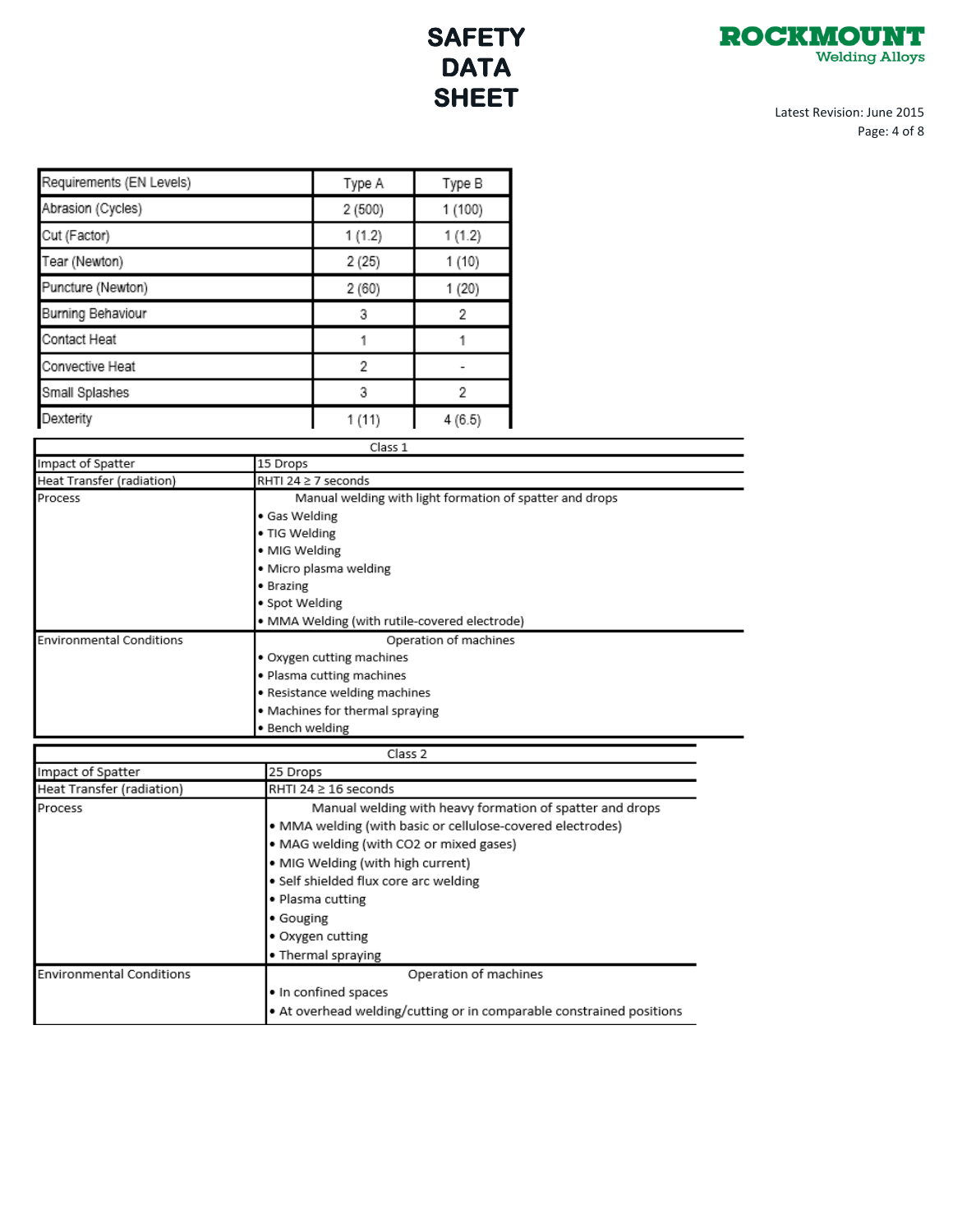| Requirements (EN Levels) | Type A | Type B |
|---|---|---|
| Abrasion (Cycles) | 2 (500) | 1 (100) |
| Cut (Factor) | 1 (1.2) | 1 (1.2) |
| Tear (Newton) | 2 (25) | 1 (10) |
| Puncture (Newton) | 2 (60) | 1 (20) |
| Burning Behaviour | 3 | 2 |
| Contact Heat | 1 | 1 |
| Convective Heat | 2 | - |
| Small Splashes | 3 | 2 |
| Dexterity | 1 (11) | 4 (6.5) |

| Class 1 | |
|---|---|
| Impact of Spatter | 15 Drops |
| Heat Transfer (radiation) | RHTI 24 ≥ 7 seconds |
| Process | Manual welding with light formation of spatter and drops<br>• Gas Welding<br>• TIG Welding<br>• MIG Welding<br>• Micro plasma welding<br>• Brazing<br>• Spot Welding<br>• MMA Welding (with rutile-covered electrode) |
| Environmental Conditions | Operation of machines<br>• Oxygen cutting machines<br>• Plasma cutting machines<br>• Resistance welding machines<br>• Machines for thermal spraying<br>• Bench welding |

| Class 2 | |
|---|---|
| Impact of Spatter | 25 Drops |
| Heat Transfer (radiation) | RHTI 24 ≥ 16 seconds |
| Process | Manual welding with heavy formation of spatter and drops<br>• MMA welding (with basic or cellulose-covered electrodes)<br>• MAG welding (with CO2 or mixed gases)<br>• MIG Welding (with high current)<br>• Self shielded flux core arc welding<br>• Plasma cutting<br>• Gouging<br>• Oxygen cutting<br>• Thermal spraying |
| Environmental Conditions | Operation of machines<br>• In confined spaces<br>• At overhead welding/cutting or in comparable constrained positions |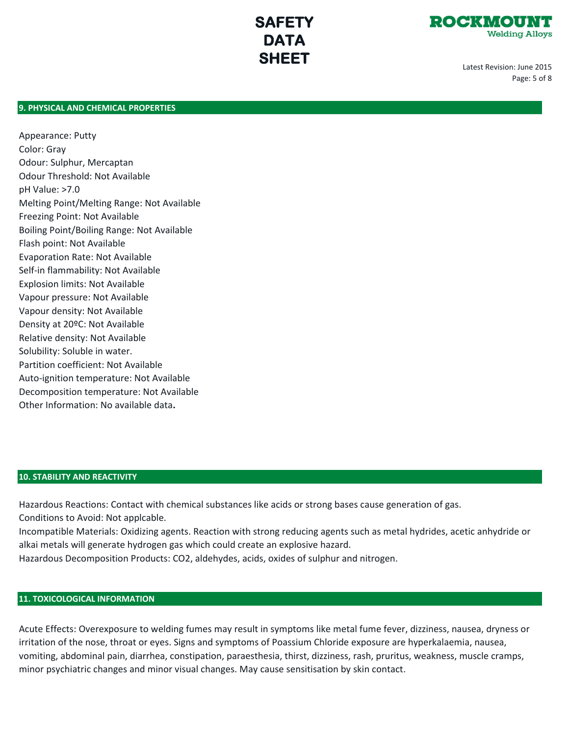## 9. PHYSICAL AND CHEMICAL PROPERTIES

Appearance: Putty
Color: Gray
Odour: Sulphur, Mercaptan
Odour Threshold: Not Available
pH Value: >7.0
Melting Point/Melting Range: Not Available
Freezing Point: Not Available
Boiling Point/Boiling Range: Not Available
Flash point: Not Available
Evaporation Rate: Not Available
Self-in flammability: Not Available
Explosion limits: Not Available
Vapour pressure: Not Available
Vapour density: Not Available
Density at 20ºC: Not Available
Relative density: Not Available
Solubility: Soluble in water.
Partition coefficient: Not Available
Auto-ignition temperature: Not Available
Decomposition temperature: Not Available
Other Information: No available data**.**

## 10. STABILITY AND REACTIVITY

Hazardous Reactions: Contact with chemical substances like acids or strong bases cause generation of gas.
Conditions to Avoid: Not applcable.
Incompatible Materials: Oxidizing agents. Reaction with strong reducing agents such as metal hydrides, acetic anhydride or alkai metals will generate hydrogen gas which could create an explosive hazard.
Hazardous Decomposition Products: $CO_2$, aldehydes, acids, oxides of sulphur and nitrogen.

## 11. TOXICOLOGICAL INFORMATION

Acute Effects: Overexposure to welding fumes may result in symptoms like metal fume fever, dizziness, nausea, dryness or irritation of the nose, throat or eyes. Signs and symptoms of Poassium Chloride exposure are hyperkalaemia, nausea, vomiting, abdominal pain, diarrhea, constipation, paraesthesia, thirst, dizziness, rash, pruritus, weakness, muscle cramps, minor psychiatric changes and minor visual changes. May cause sensitisation by skin contact.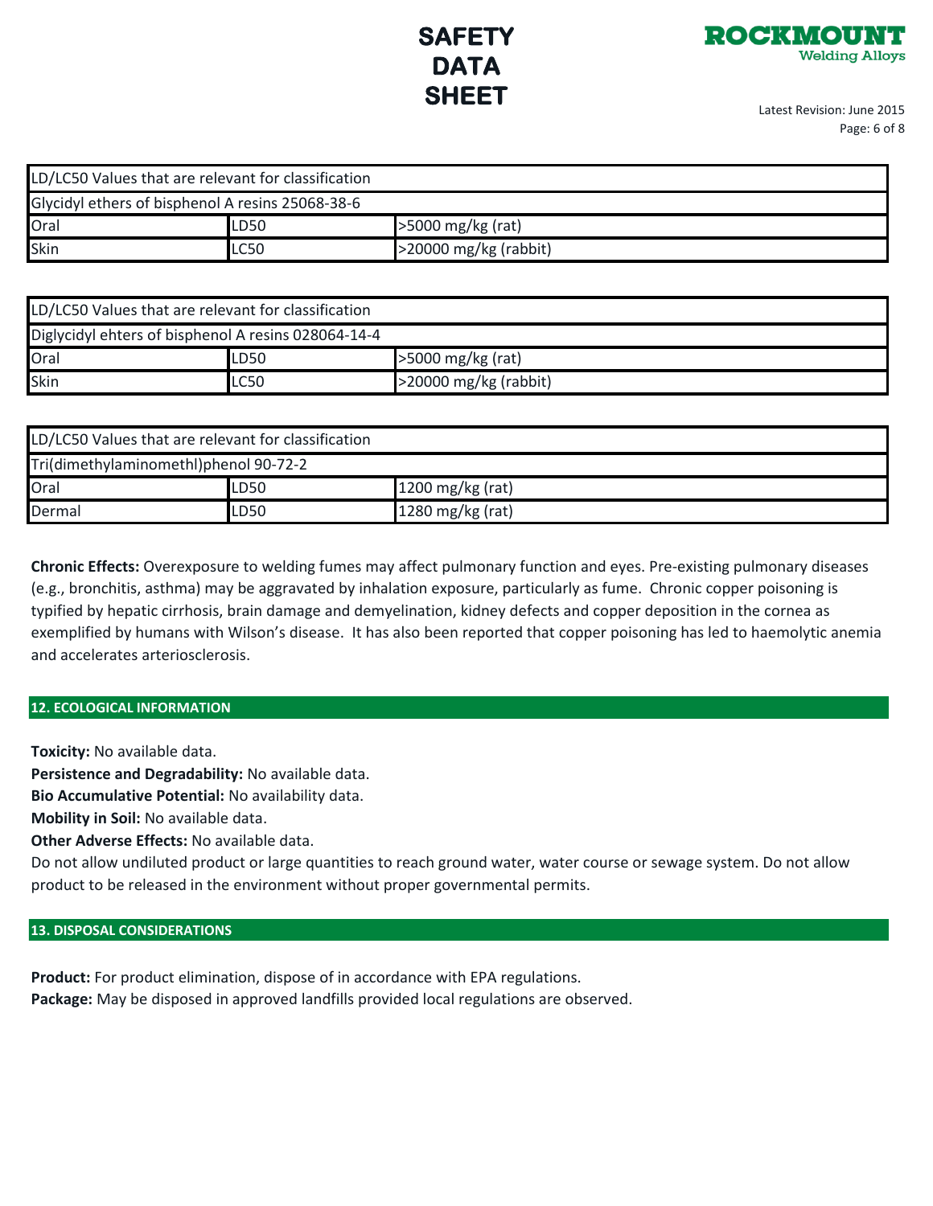| LD/LC50 Values that are relevant for classification | | |
|---|---|---|
| Glycidyl ethers of bisphenol A resins 25068-38-6 | | |
| Oral | LD50 | >5000 mg/kg (rat) |
| Skin | LC50 | >20000 mg/kg (rabbit) |

| LD/LC50 Values that are relevant for classification | | |
|---|---|---|
| Diglycidyl ehters of bisphenol A resins 028064-14-4 | | |
| Oral | LD50 | >5000 mg/kg (rat) |
| Skin | LC50 | >20000 mg/kg (rabbit) |

| LD/LC50 Values that are relevant for classification | | |
|---|---|---|
| Tri(dimethylaminomethl)phenol 90-72-2 | | |
| Oral | LD50 | 1200 mg/kg (rat) |
| Dermal | LD50 | 1280 mg/kg (rat) |

**Chronic Effects:** Overexposure to welding fumes may affect pulmonary function and eyes. Pre-existing pulmonary diseases (e.g., bronchitis, asthma) may be aggravated by inhalation exposure, particularly as fume. Chronic copper poisoning is typified by hepatic cirrhosis, brain damage and demyelination, kidney defects and copper deposition in the cornea as exemplified by humans with Wilson's disease. It has also been reported that copper poisoning has led to haemolytic anemia and accelerates arteriosclerosis.

## 12. ECOLOGICAL INFORMATION

**Toxicity:** No available data.
**Persistence and Degradability:** No available data.
**Bio Accumulative Potential:** No availability data.
**Mobility in Soil:** No available data.
**Other Adverse Effects:** No available data.
Do not allow undiluted product or large quantities to reach ground water, water course or sewage system. Do not allow product to be released in the environment without proper governmental permits.

## 13. DISPOSAL CONSIDERATIONS

**Product:** For product elimination, dispose of in accordance with EPA regulations.
**Package:** May be disposed in approved landfills provided local regulations are observed.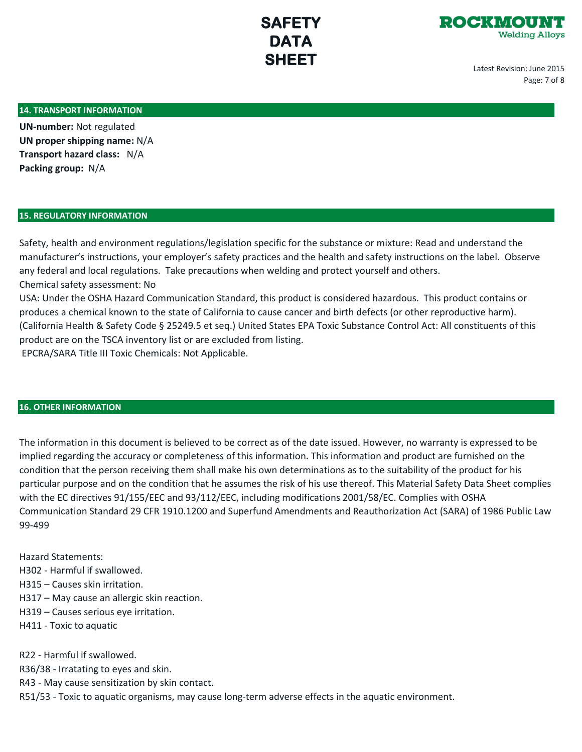## 14. TRANSPORT INFORMATION

**UN-number:** Not regulated
**UN proper shipping name:** N/A
**Transport hazard class:** N/A
**Packing group:** N/A

## 15. REGULATORY INFORMATION

Safety, health and environment regulations/legislation specific for the substance or mixture: Read and understand the manufacturer's instructions, your employer's safety practices and the health and safety instructions on the label. Observe any federal and local regulations. Take precautions when welding and protect yourself and others.
Chemical safety assessment: No
USA: Under the OSHA Hazard Communication Standard, this product is considered hazardous. This product contains or produces a chemical known to the state of California to cause cancer and birth defects (or other reproductive harm). (California Health & Safety Code § 25249.5 et seq.) United States EPA Toxic Substance Control Act: All constituents of this product are on the TSCA inventory list or are excluded from listing.
EPCRA/SARA Title III Toxic Chemicals: Not Applicable.

## 16. OTHER INFORMATION

The information in this document is believed to be correct as of the date issued. However, no warranty is expressed to be implied regarding the accuracy or completeness of this information. This information and product are furnished on the condition that the person receiving them shall make his own determinations as to the suitability of the product for his particular purpose and on the condition that he assumes the risk of his use thereof. This Material Safety Data Sheet complies with the EC directives 91/155/EEC and 93/112/EEC, including modifications 2001/58/EC. Complies with OSHA Communication Standard 29 CFR 1910.1200 and Superfund Amendments and Reauthorization Act (SARA) of 1986 Public Law 99-499

Hazard Statements:
H302 - Harmful if swallowed.
H315 – Causes skin irritation.
H317 – May cause an allergic skin reaction.
H319 – Causes serious eye irritation.
H411 - Toxic to aquatic

R22 - Harmful if swallowed.
R36/38 - Irratating to eyes and skin.
R43 - May cause sensitization by skin contact.
R51/53 - Toxic to aquatic organisms, may cause long-term adverse effects in the aquatic environment.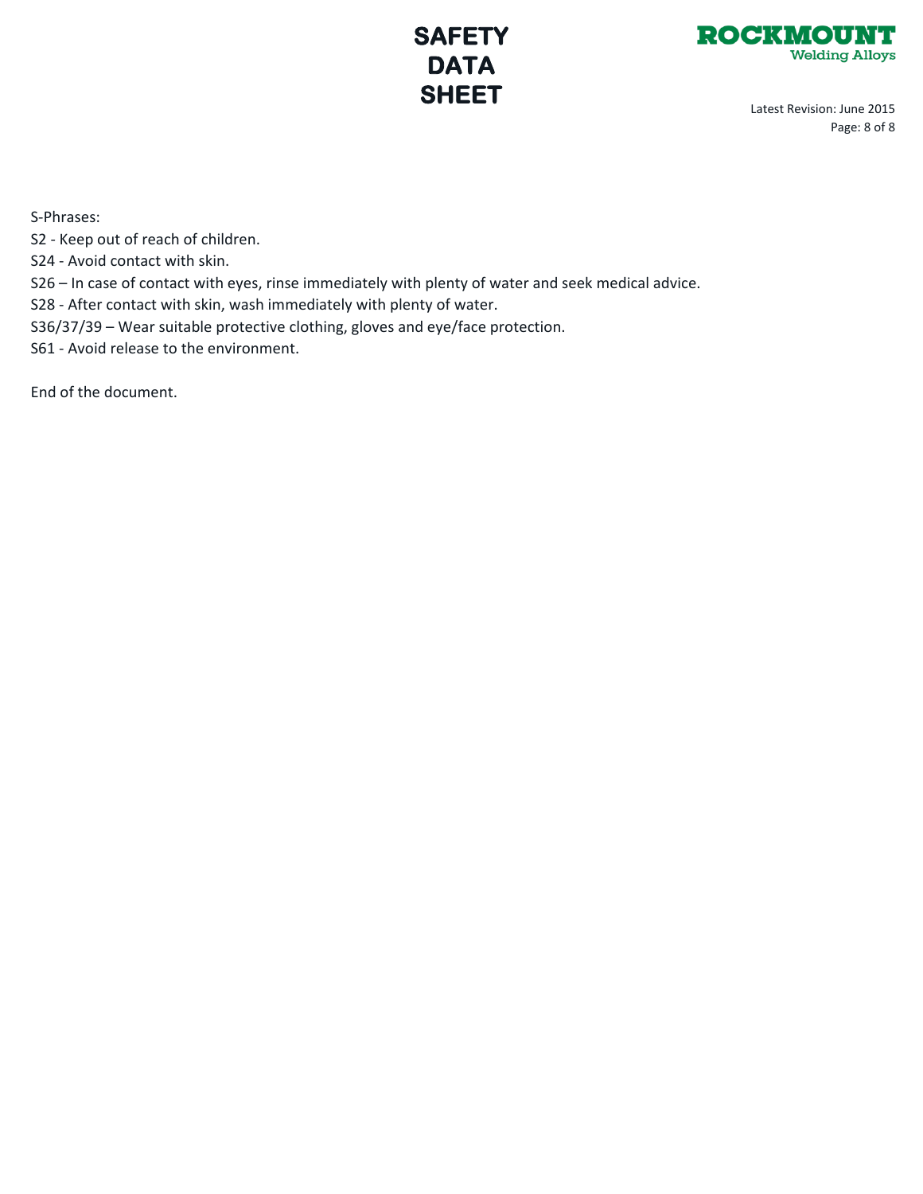S-Phrases:

S2 - Keep out of reach of children.

S24 - Avoid contact with skin.

S26 – In case of contact with eyes, rinse immediately with plenty of water and seek medical advice.

S28 - After contact with skin, wash immediately with plenty of water.

S36/37/39 – Wear suitable protective clothing, gloves and eye/face protection.

S61 - Avoid release to the environment.

End of the document.